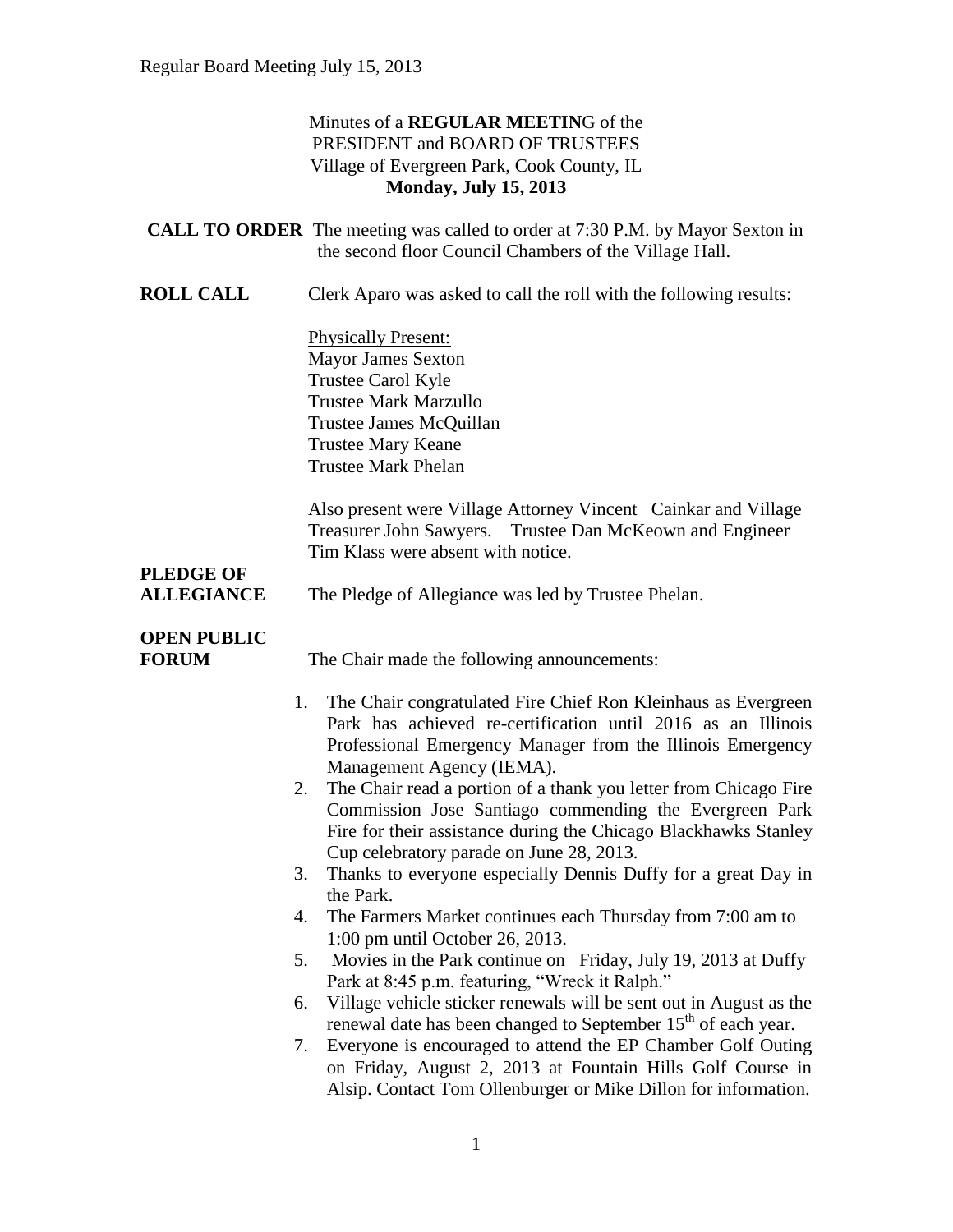Minutes of a **REGULAR MEETIN**G of the
PRESIDENT and BOARD OF TRUSTEES
Village of Evergreen Park, Cook County, IL
**Monday, July 15, 2013**

**CALL TO ORDER** The meeting was called to order at 7:30 P.M. by Mayor Sexton in the second floor Council Chambers of the Village Hall.

**ROLL CALL** Clerk Aparo was asked to call the roll with the following results:

Physically Present:
Mayor James Sexton
Trustee Carol Kyle
Trustee Mark Marzullo
Trustee James McQuillan
Trustee Mary Keane
Trustee Mark Phelan

Also present were Village Attorney Vincent Cainkar and Village Treasurer John Sawyers. Trustee Dan McKeown and Engineer Tim Klass were absent with notice.

**PLEDGE OF ALLEGIANCE** The Pledge of Allegiance was led by Trustee Phelan.

**OPEN PUBLIC FORUM** The Chair made the following announcements:

1. The Chair congratulated Fire Chief Ron Kleinhaus as Evergreen Park has achieved re-certification until 2016 as an Illinois Professional Emergency Manager from the Illinois Emergency Management Agency (IEMA).
2. The Chair read a portion of a thank you letter from Chicago Fire Commission Jose Santiago commending the Evergreen Park Fire for their assistance during the Chicago Blackhawks Stanley Cup celebratory parade on June 28, 2013.
3. Thanks to everyone especially Dennis Duffy for a great Day in the Park.
4. The Farmers Market continues each Thursday from 7:00 am to 1:00 pm until October 26, 2013.
5. Movies in the Park continue on Friday, July 19, 2013 at Duffy Park at 8:45 p.m. featuring, "Wreck it Ralph."
6. Village vehicle sticker renewals will be sent out in August as the renewal date has been changed to September 15th of each year.
7. Everyone is encouraged to attend the EP Chamber Golf Outing on Friday, August 2, 2013 at Fountain Hills Golf Course in Alsip. Contact Tom Ollenburger or Mike Dillon for information.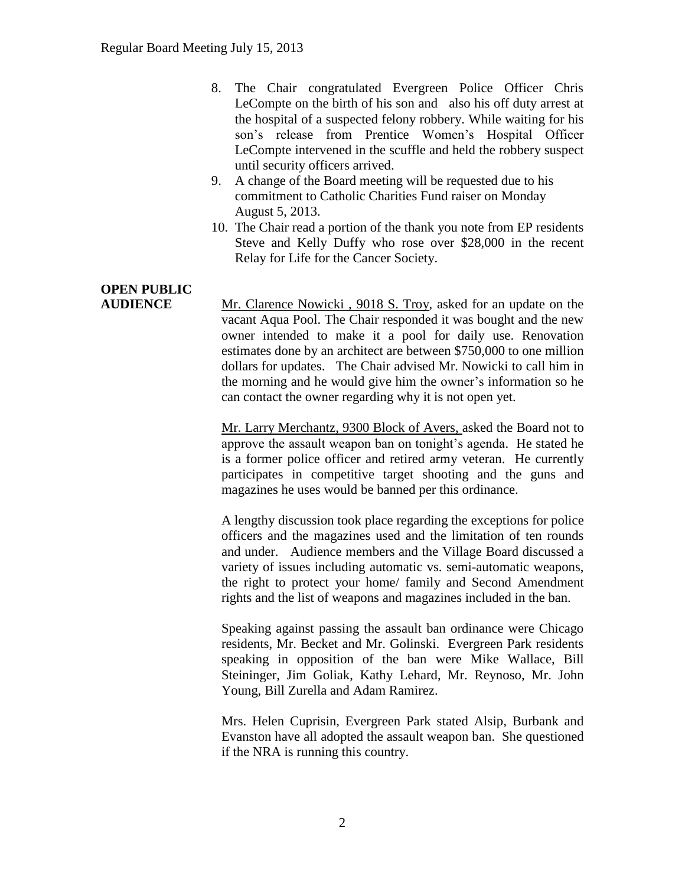8. The Chair congratulated Evergreen Police Officer Chris LeCompte on the birth of his son and also his off duty arrest at the hospital of a suspected felony robbery. While waiting for his son's release from Prentice Women's Hospital Officer LeCompte intervened in the scuffle and held the robbery suspect until security officers arrived.
9. A change of the Board meeting will be requested due to his commitment to Catholic Charities Fund raiser on Monday August 5, 2013.
10. The Chair read a portion of the thank you note from EP residents Steve and Kelly Duffy who rose over $28,000 in the recent Relay for Life for the Cancer Society.

**OPEN PUBLIC AUDIENCE**

Mr. Clarence Nowicki , 9018 S. Troy, asked for an update on the vacant Aqua Pool. The Chair responded it was bought and the new owner intended to make it a pool for daily use. Renovation estimates done by an architect are between $750,000 to one million dollars for updates. The Chair advised Mr. Nowicki to call him in the morning and he would give him the owner's information so he can contact the owner regarding why it is not open yet.

Mr. Larry Merchantz, 9300 Block of Avers, asked the Board not to approve the assault weapon ban on tonight's agenda. He stated he is a former police officer and retired army veteran. He currently participates in competitive target shooting and the guns and magazines he uses would be banned per this ordinance.

A lengthy discussion took place regarding the exceptions for police officers and the magazines used and the limitation of ten rounds and under. Audience members and the Village Board discussed a variety of issues including automatic vs. semi-automatic weapons, the right to protect your home/ family and Second Amendment rights and the list of weapons and magazines included in the ban.

Speaking against passing the assault ban ordinance were Chicago residents, Mr. Becket and Mr. Golinski. Evergreen Park residents speaking in opposition of the ban were Mike Wallace, Bill Steininger, Jim Goliak, Kathy Lehard, Mr. Reynoso, Mr. John Young, Bill Zurella and Adam Ramirez.

Mrs. Helen Cuprisin, Evergreen Park stated Alsip, Burbank and Evanston have all adopted the assault weapon ban. She questioned if the NRA is running this country.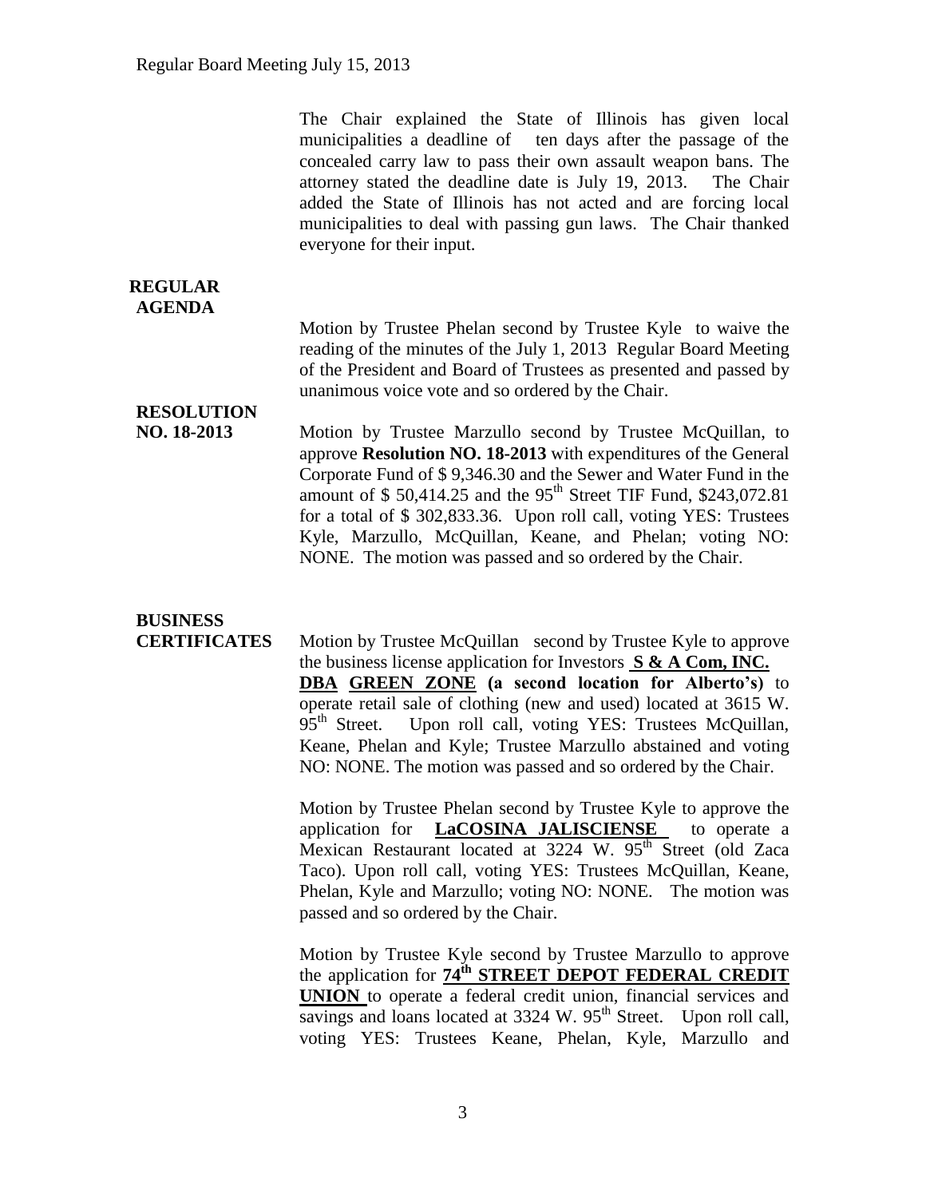The Chair explained the State of Illinois has given local municipalities a deadline of ten days after the passage of the concealed carry law to pass their own assault weapon bans. The attorney stated the deadline date is July 19, 2013. The Chair added the State of Illinois has not acted and are forcing local municipalities to deal with passing gun laws. The Chair thanked everyone for their input.

**REGULAR AGENDA**

Motion by Trustee Phelan second by Trustee Kyle to waive the reading of the minutes of the July 1, 2013 Regular Board Meeting of the President and Board of Trustees as presented and passed by unanimous voice vote and so ordered by the Chair.

**RESOLUTION NO. 18-2013**

Motion by Trustee Marzullo second by Trustee McQuillan, to approve **Resolution NO. 18-2013** with expenditures of the General Corporate Fund of $ 9,346.30 and the Sewer and Water Fund in the amount of $ 50,414.25 and the 95th Street TIF Fund, $243,072.81 for a total of $ 302,833.36. Upon roll call, voting YES: Trustees Kyle, Marzullo, McQuillan, Keane, and Phelan; voting NO: NONE. The motion was passed and so ordered by the Chair.

**BUSINESS CERTIFICATES**

Motion by Trustee McQuillan second by Trustee Kyle to approve the business license application for Investors **S & A Com, INC. DBA GREEN ZONE (a second location for Alberto's)** to operate retail sale of clothing (new and used) located at 3615 W. 95th Street. Upon roll call, voting YES: Trustees McQuillan, Keane, Phelan and Kyle; Trustee Marzullo abstained and voting NO: NONE. The motion was passed and so ordered by the Chair.

Motion by Trustee Phelan second by Trustee Kyle to approve the application for **LaCOSINA JALISCIENSE** to operate a Mexican Restaurant located at 3224 W. 95th Street (old Zaca Taco). Upon roll call, voting YES: Trustees McQuillan, Keane, Phelan, Kyle and Marzullo; voting NO: NONE. The motion was passed and so ordered by the Chair.

Motion by Trustee Kyle second by Trustee Marzullo to approve the application for **74th STREET DEPOT FEDERAL CREDIT UNION** to operate a federal credit union, financial services and savings and loans located at 3324 W. 95th Street. Upon roll call, voting YES: Trustees Keane, Phelan, Kyle, Marzullo and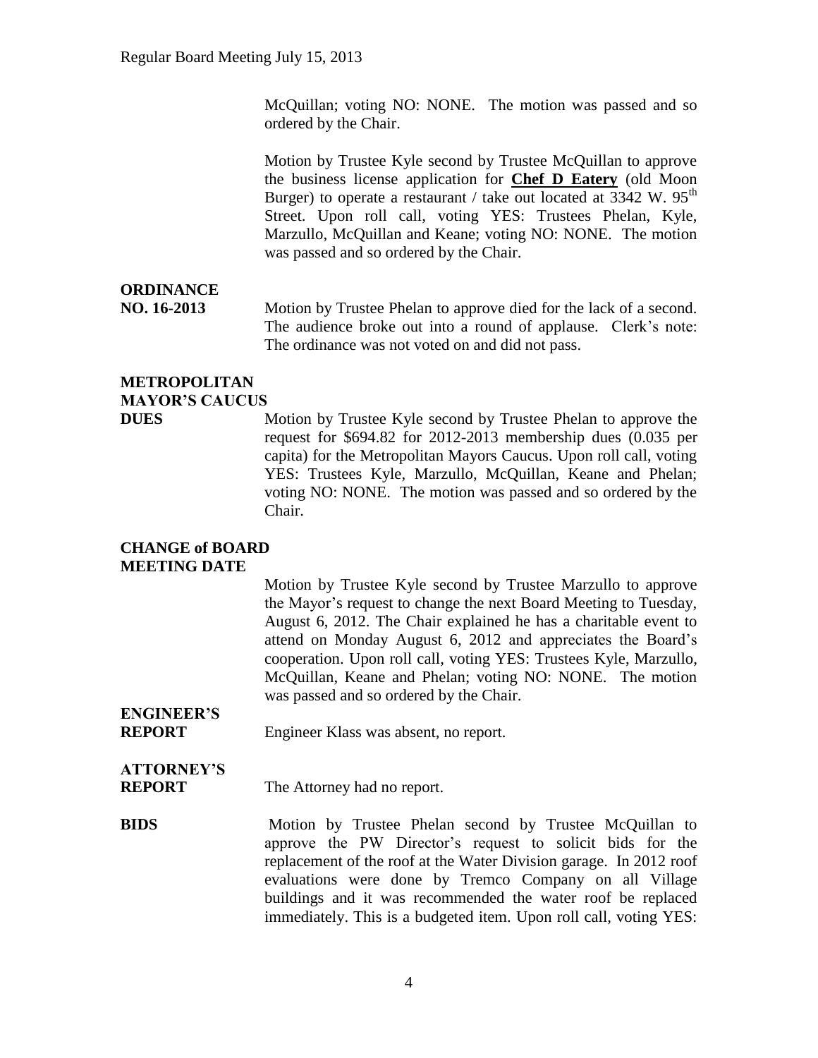McQuillan; voting NO: NONE. The motion was passed and so ordered by the Chair.

Motion by Trustee Kyle second by Trustee McQuillan to approve the business license application for **Chef D Eatery** (old Moon Burger) to operate a restaurant / take out located at 3342 W. 95th Street. Upon roll call, voting YES: Trustees Phelan, Kyle, Marzullo, McQuillan and Keane; voting NO: NONE. The motion was passed and so ordered by the Chair.

**ORDINANCE NO. 16-2013**

Motion by Trustee Phelan to approve died for the lack of a second. The audience broke out into a round of applause. Clerk's note: The ordinance was not voted on and did not pass.

**METROPOLITAN MAYOR'S CAUCUS DUES**

Motion by Trustee Kyle second by Trustee Phelan to approve the request for $694.82 for 2012-2013 membership dues (0.035 per capita) for the Metropolitan Mayors Caucus. Upon roll call, voting YES: Trustees Kyle, Marzullo, McQuillan, Keane and Phelan; voting NO: NONE. The motion was passed and so ordered by the Chair.

**CHANGE of BOARD MEETING DATE**

Motion by Trustee Kyle second by Trustee Marzullo to approve the Mayor's request to change the next Board Meeting to Tuesday, August 6, 2012. The Chair explained he has a charitable event to attend on Monday August 6, 2012 and appreciates the Board's cooperation. Upon roll call, voting YES: Trustees Kyle, Marzullo, McQuillan, Keane and Phelan; voting NO: NONE. The motion was passed and so ordered by the Chair.

**ENGINEER'S REPORT**

Engineer Klass was absent, no report.

**ATTORNEY'S REPORT**

The Attorney had no report.

**BIDS**

Motion by Trustee Phelan second by Trustee McQuillan to approve the PW Director's request to solicit bids for the replacement of the roof at the Water Division garage. In 2012 roof evaluations were done by Tremco Company on all Village buildings and it was recommended the water roof be replaced immediately. This is a budgeted item. Upon roll call, voting YES: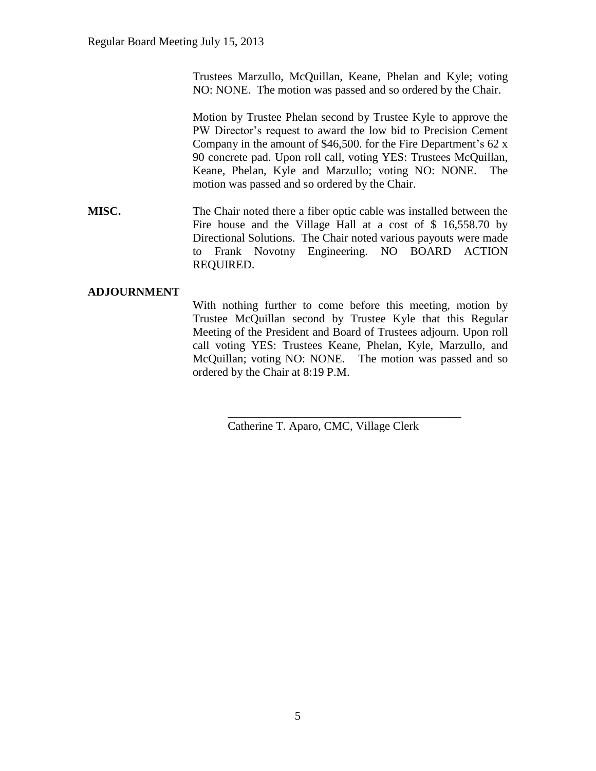Trustees Marzullo, McQuillan, Keane, Phelan and Kyle; voting NO: NONE. The motion was passed and so ordered by the Chair.

Motion by Trustee Phelan second by Trustee Kyle to approve the PW Director's request to award the low bid to Precision Cement Company in the amount of $46,500. for the Fire Department's 62 x 90 concrete pad. Upon roll call, voting YES: Trustees McQuillan, Keane, Phelan, Kyle and Marzullo; voting NO: NONE. The motion was passed and so ordered by the Chair.

**MISC.** The Chair noted there a fiber optic cable was installed between the Fire house and the Village Hall at a cost of $ 16,558.70 by Directional Solutions. The Chair noted various payouts were made to Frank Novotny Engineering. NO BOARD ACTION REQUIRED.

**ADJOURNMENT**

With nothing further to come before this meeting, motion by Trustee McQuillan second by Trustee Kyle that this Regular Meeting of the President and Board of Trustees adjourn. Upon roll call voting YES: Trustees Keane, Phelan, Kyle, Marzullo, and McQuillan; voting NO: NONE. The motion was passed and so ordered by the Chair at 8:19 P.M.

\_\_\_\_\_\_\_\_\_\_\_\_\_\_\_\_\_\_\_\_\_\_\_\_\_\_\_\_\_\_\_\_\_\_\_\_\_\_\_\_

Catherine T. Aparo, CMC, Village Clerk